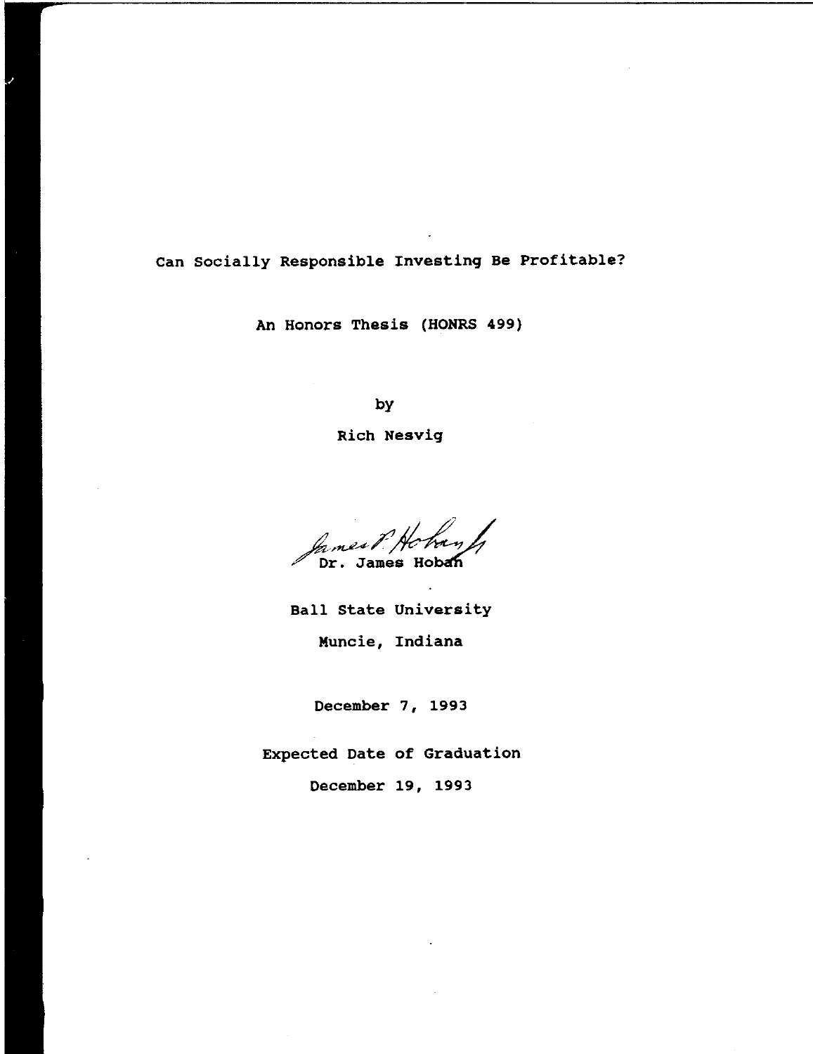# Can Socially Responsible Investing Be Profitable?

An Honors Thesis (HONRS 499)

by

Rich Nesvig

Dr. James Hoban

Ball State University

Muncie, Indiana

December 7, 1993

Expected Date of Graduation

December 19, 1993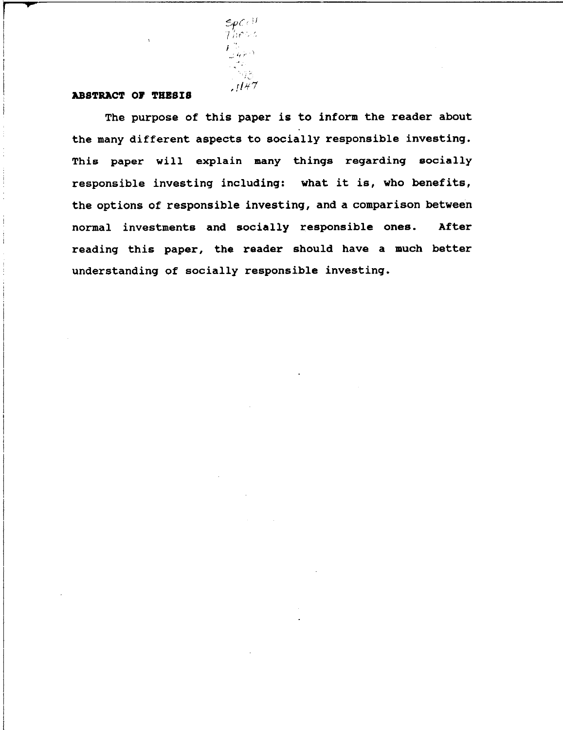## ABSTRACT OF THESIS

The purpose of this paper is to inform the reader about the many different aspects to socially responsible investing. This paper will explain many things regarding socially responsible investing including: what it is, who benefits, the options of responsible investing, and a comparison between normal investments and socially responsible ones. After reading this paper, the reader should have a much better understanding of socially responsible investing.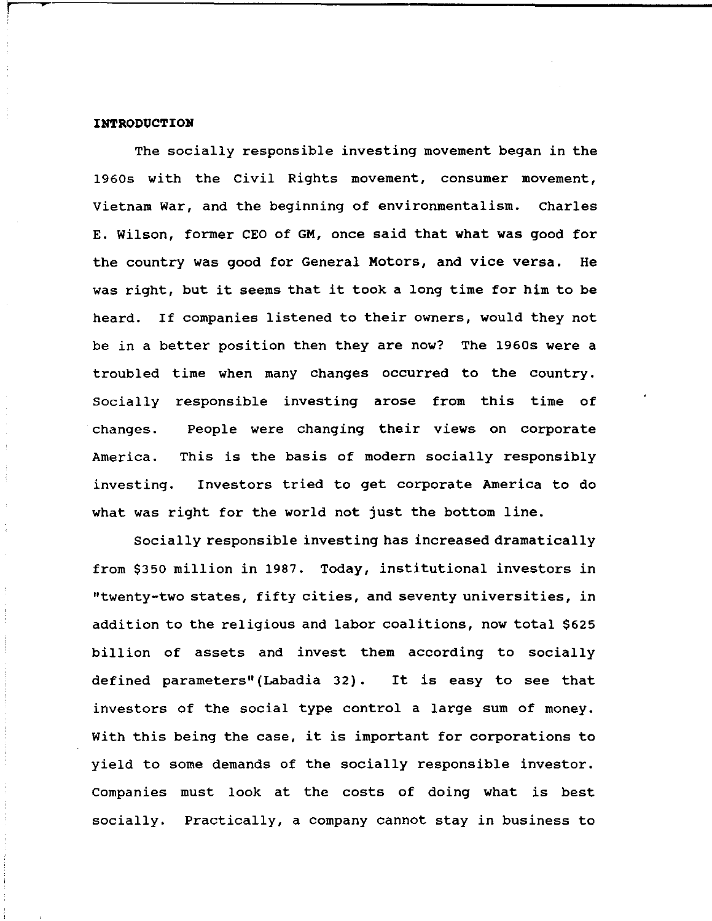## INTRODUCTION

The socially responsible investing movement began in the 1960s with the Civil Rights movement, consumer movement, Vietnam War, and the beginning of environmentalism. Charles E. Wilson, former CEO of GM, once said that what was good for the country was good for General Motors, and vice versa. He was right, but it seems that it took a long time for him to be heard. If companies listened to their owners, would they not be in a better position then they are now? The 1960s were a troubled time when many changes occurred to the country. Socially responsible investing arose from this time of changes. People were changing their views on corporate America. This is the basis of modern socially responsibly investing. Investors tried to get corporate America to do what was right for the world not just the bottom line.

Socially responsible investing has increased dramatically from $350 million in 1987. Today, institutional investors in "twenty-two states, fifty cities, and seventy universities, in addition to the religious and labor coalitions, now total $625 billion of assets and invest them according to socially defined parameters"(Labadia 32). It is easy to see that investors of the social type control a large sum of money. With this being the case, it is important for corporations to yield to some demands of the socially responsible investor. Companies must look at the costs of doing what is best socially. Practically, a company cannot stay in business to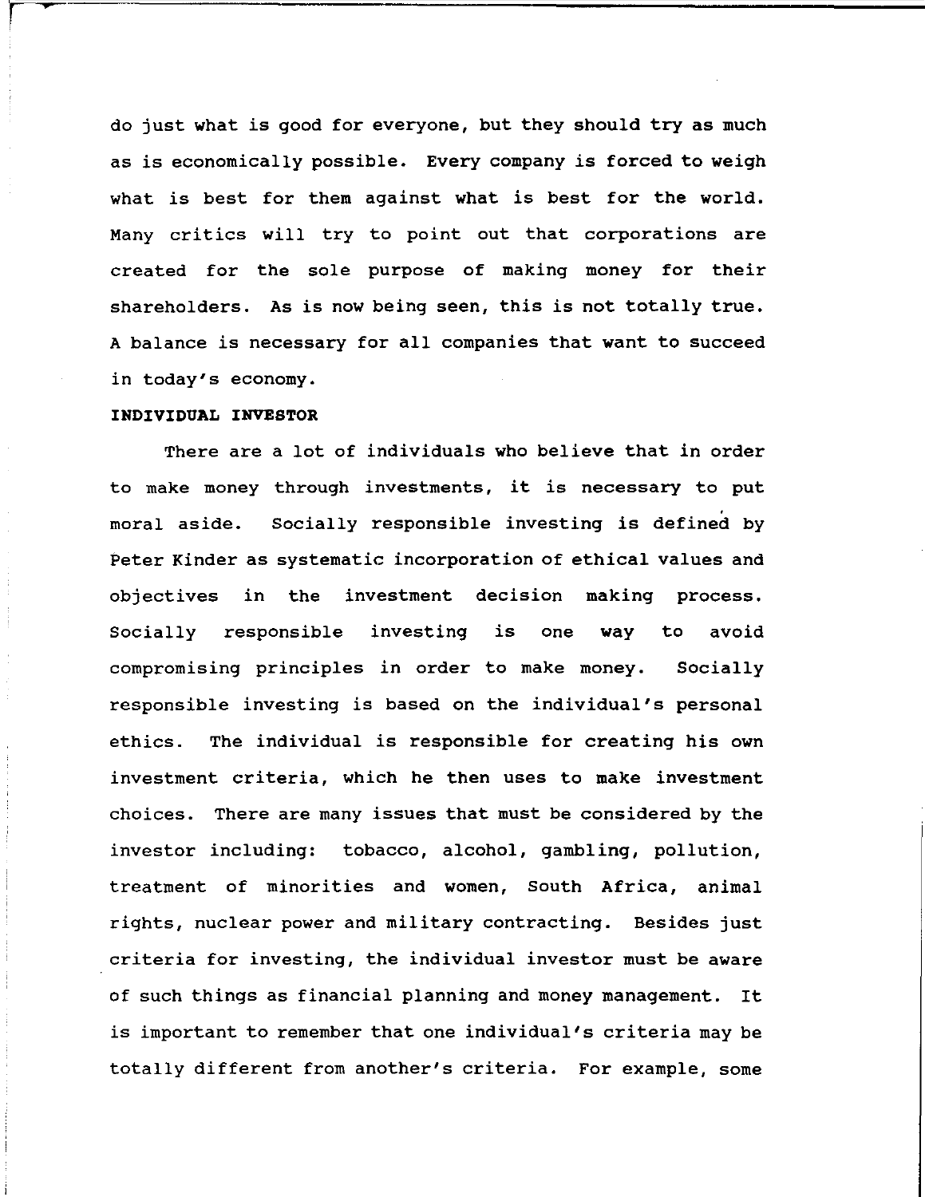do just what is good for everyone, but they should try as much as is economically possible. Every company is forced to weigh what is best for them against what is best for the world. Many critics will try to point out that corporations are created for the sole purpose of making money for their shareholders. As is now being seen, this is not totally true. A balance is necessary for all companies that want to succeed in today's economy.

**INDIVIDUAL INVESTOR**

There are a lot of individuals who believe that in order to make money through investments, it is necessary to put moral aside. Socially responsible investing is defined by Peter Kinder as systematic incorporation of ethical values and objectives in the investment decision making process. Socially responsible investing is one way to avoid compromising principles in order to make money. Socially responsible investing is based on the individual's personal ethics. The individual is responsible for creating his own investment criteria, which he then uses to make investment choices. There are many issues that must be considered by the investor including: tobacco, alcohol, gambling, pollution, treatment of minorities and women, South Africa, animal rights, nuclear power and military contracting. Besides just criteria for investing, the individual investor must be aware of such things as financial planning and money management. It is important to remember that one individual's criteria may be totally different from another's criteria. For example, some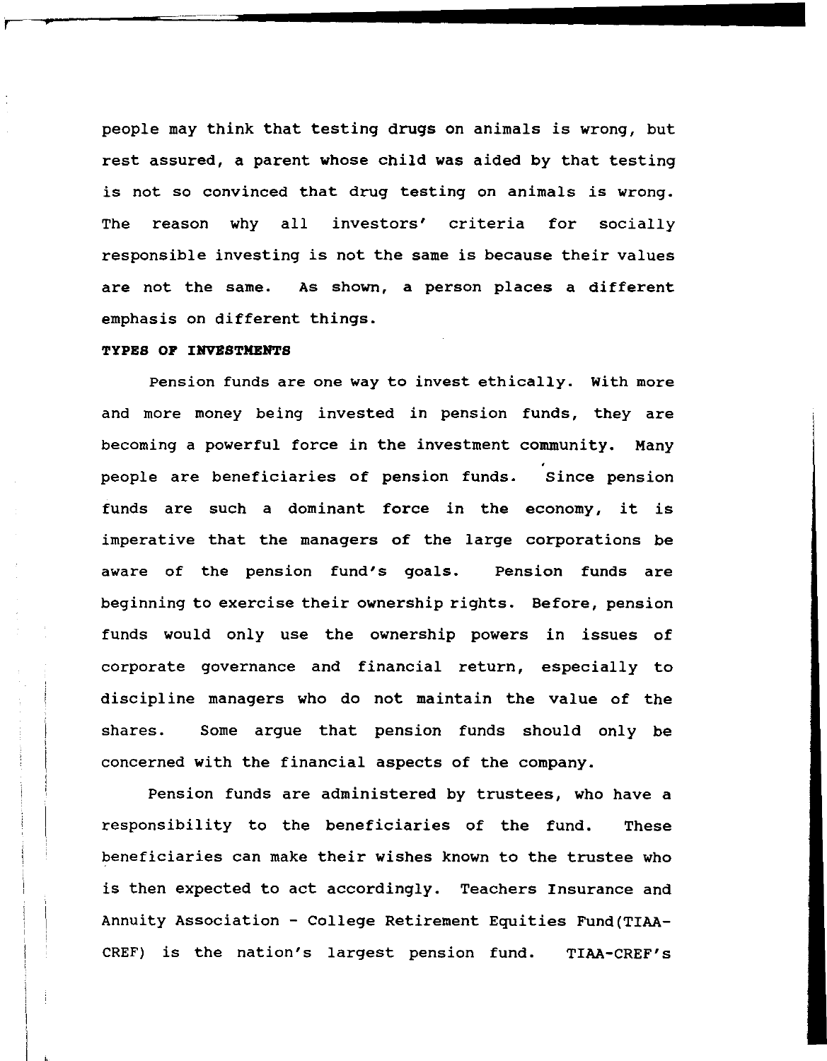people may think that testing drugs on animals is wrong, but rest assured, a parent whose child was aided by that testing is not so convinced that drug testing on animals is wrong. The reason why all investors' criteria for socially responsible investing is not the same is because their values are not the same. As shown, a person places a different emphasis on different things.

**TYPES OF INVESTMENTS**

Pension funds are one way to invest ethically. With more and more money being invested in pension funds, they are becoming a powerful force in the investment community. Many people are beneficiaries of pension funds. Since pension funds are such a dominant force in the economy, it is imperative that the managers of the large corporations be aware of the pension fund's goals. Pension funds are beginning to exercise their ownership rights. Before, pension funds would only use the ownership powers in issues of corporate governance and financial return, especially to discipline managers who do not maintain the value of the shares. Some argue that pension funds should only be concerned with the financial aspects of the company.

Pension funds are administered by trustees, who have a responsibility to the beneficiaries of the fund. These beneficiaries can make their wishes known to the trustee who is then expected to act accordingly. Teachers Insurance and Annuity Association - College Retirement Equities Fund(TIAA-CREF) is the nation's largest pension fund. TIAA-CREF's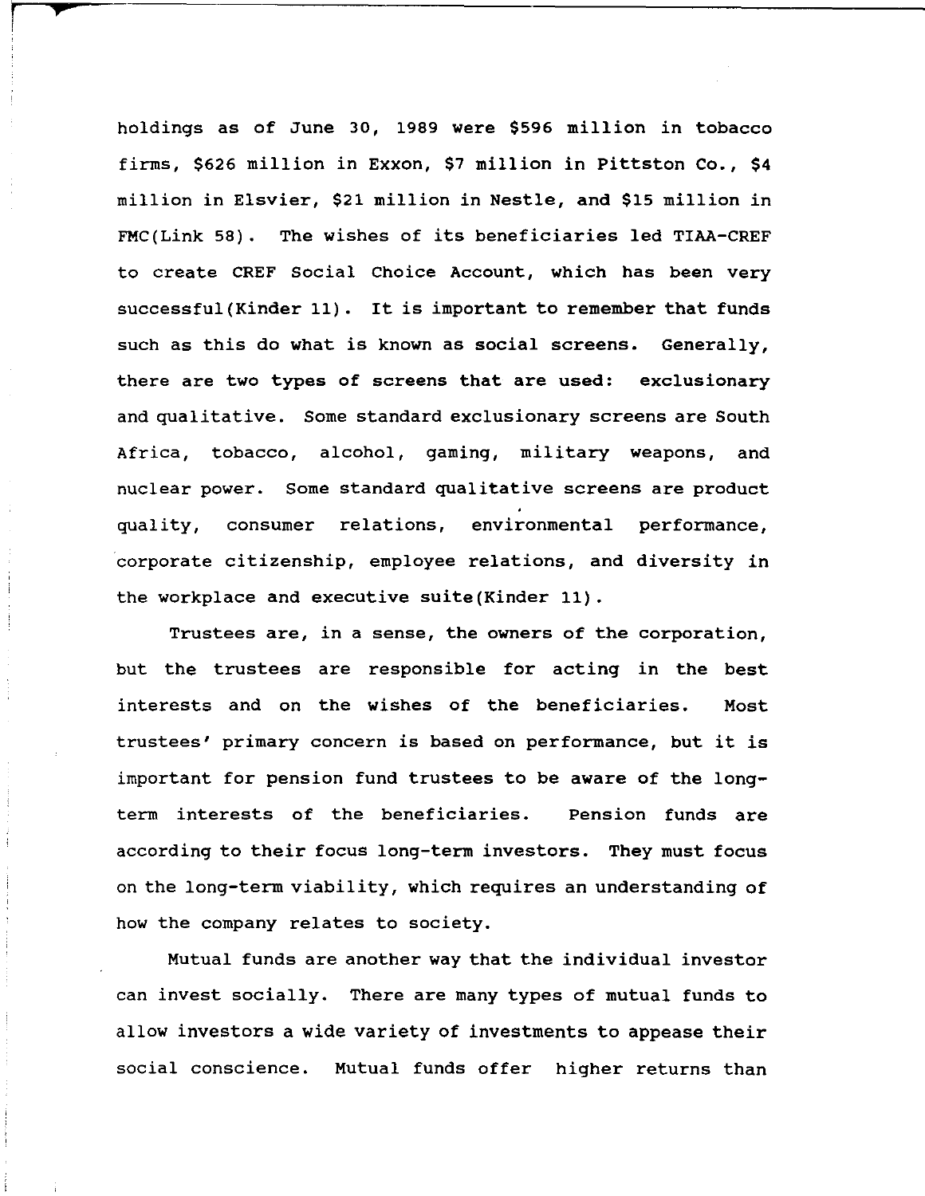holdings as of June 30, 1989 were $596 million in tobacco firms, $626 million in Exxon, $7 million in Pittston Co., $4 million in Elsvier, $21 million in Nestle, and $15 million in FMC(Link 58). The wishes of its beneficiaries led TIAA-CREF to create CREF Social Choice Account, which has been very successful(Kinder 11). It is important to remember that funds such as this do what is known as social screens. Generally, there are two types of screens that are used: exclusionary and qualitative. Some standard exclusionary screens are South Africa, tobacco, alcohol, gaming, military weapons, and nuclear power. Some standard qualitative screens are product quality, consumer relations, environmental performance, corporate citizenship, employee relations, and diversity in the workplace and executive suite(Kinder 11).

Trustees are, in a sense, the owners of the corporation, but the trustees are responsible for acting in the best interests and on the wishes of the beneficiaries. Most trustees' primary concern is based on performance, but it is important for pension fund trustees to be aware of the long-term interests of the beneficiaries. Pension funds are according to their focus long-term investors. They must focus on the long-term viability, which requires an understanding of how the company relates to society.

Mutual funds are another way that the individual investor can invest socially. There are many types of mutual funds to allow investors a wide variety of investments to appease their social conscience. Mutual funds offer higher returns than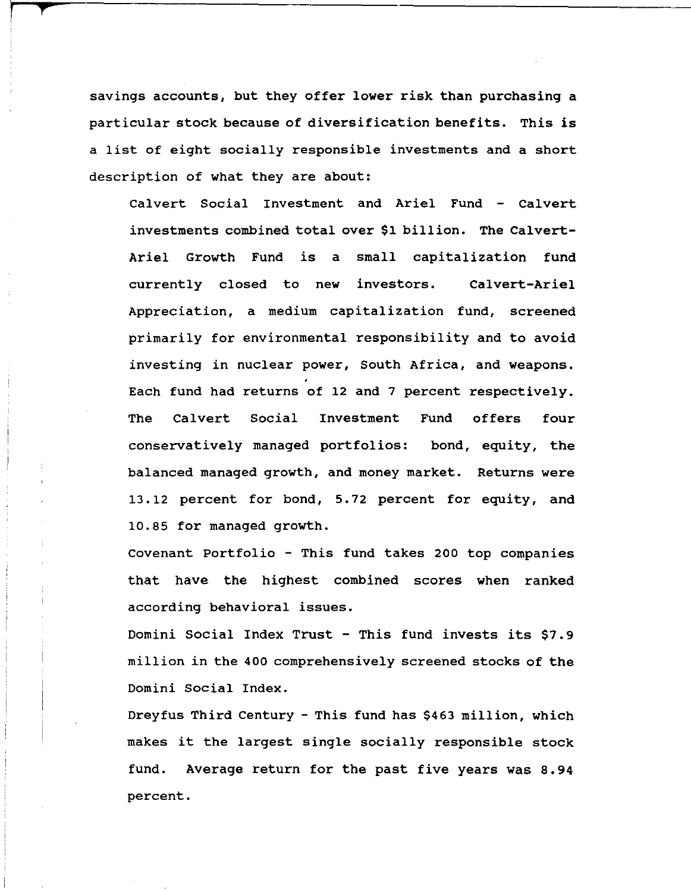savings accounts, but they offer lower risk than purchasing a particular stock because of diversification benefits. This is a list of eight socially responsible investments and a short description of what they are about:

Calvert Social Investment and Ariel Fund - Calvert investments combined total over $1 billion. The Calvert-Ariel Growth Fund is a small capitalization fund currently closed to new investors. Calvert-Ariel Appreciation, a medium capitalization fund, screened primarily for environmental responsibility and to avoid investing in nuclear power, South Africa, and weapons. Each fund had returns of 12 and 7 percent respectively. The Calvert Social Investment Fund offers four conservatively managed portfolios: bond, equity, the balanced managed growth, and money market. Returns were 13.12 percent for bond, 5.72 percent for equity, and 10.85 for managed growth.

Covenant Portfolio - This fund takes 200 top companies that have the highest combined scores when ranked according behavioral issues.

Domini Social Index Trust - This fund invests its $7.9 million in the 400 comprehensively screened stocks of the Domini Social Index.

Dreyfus Third Century - This fund has $463 million, which makes it the largest single socially responsible stock fund. Average return for the past five years was 8.94 percent.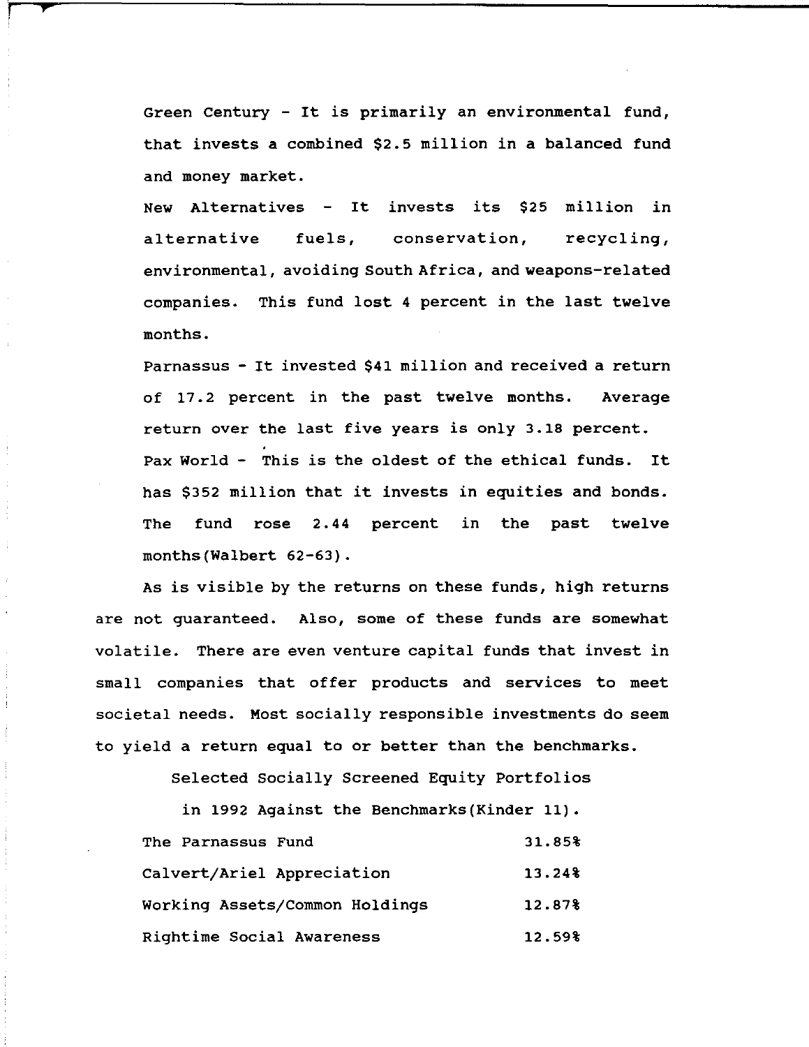Green Century - It is primarily an environmental fund, that invests a combined $2.5 million in a balanced fund and money market.

New Alternatives - It invests its $25 million in alternative fuels, conservation, recycling, environmental, avoiding South Africa, and weapons-related companies. This fund lost 4 percent in the last twelve months.

Parnassus - It invested $41 million and received a return of 17.2 percent in the past twelve months. Average return over the last five years is only 3.18 percent.

Pax World - This is the oldest of the ethical funds. It has $352 million that it invests in equities and bonds. The fund rose 2.44 percent in the past twelve months(Walbert 62-63).

As is visible by the returns on these funds, high returns are not guaranteed. Also, some of these funds are somewhat volatile. There are even venture capital funds that invest in small companies that offer products and services to meet societal needs. Most socially responsible investments do seem to yield a return equal to or better than the benchmarks.

Selected Socially Screened Equity Portfolios in 1992 Against the Benchmarks(Kinder 11).

| | |
|---|---|
| The Parnassus Fund | 31.85% |
| Calvert/Ariel Appreciation | 13.24% |
| Working Assets/Common Holdings | 12.87% |
| Rightime Social Awareness | 12.59% |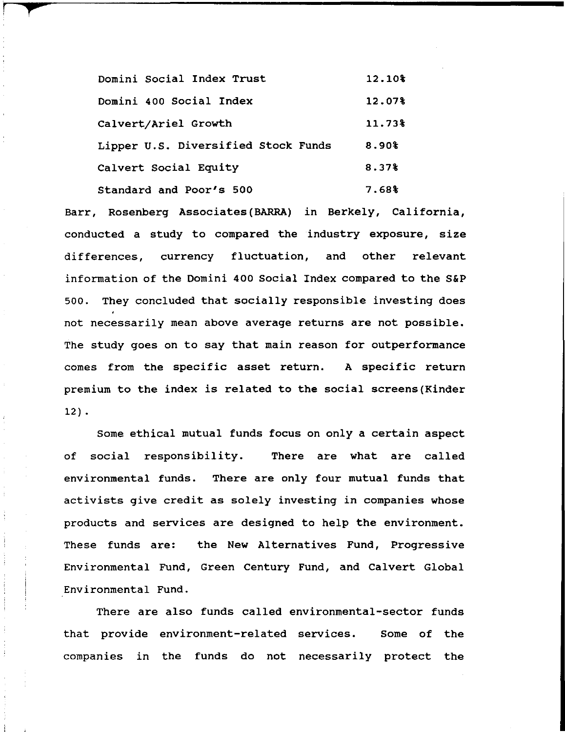| | |
|---|---|
| Domini Social Index Trust | 12.10% |
| Domini 400 Social Index | 12.07% |
| Calvert/Ariel Growth | 11.73% |
| Lipper U.S. Diversified Stock Funds | 8.90% |
| Calvert Social Equity | 8.37% |
| Standard and Poor's 500 | 7.68% |

Barr, Rosenberg Associates(BARRA) in Berkely, California, conducted a study to compared the industry exposure, size differences, currency fluctuation, and other relevant information of the Domini 400 Social Index compared to the S&P 500. They concluded that socially responsible investing does not necessarily mean above average returns are not possible. The study goes on to say that main reason for outperformance comes from the specific asset return. A specific return premium to the index is related to the social screens(Kinder 12).

Some ethical mutual funds focus on only a certain aspect of social responsibility. There are what are called environmental funds. There are only four mutual funds that activists give credit as solely investing in companies whose products and services are designed to help the environment. These funds are: the New Alternatives Fund, Progressive Environmental Fund, Green Century Fund, and Calvert Global Environmental Fund.

There are also funds called environmental-sector funds that provide environment-related services. Some of the companies in the funds do not necessarily protect the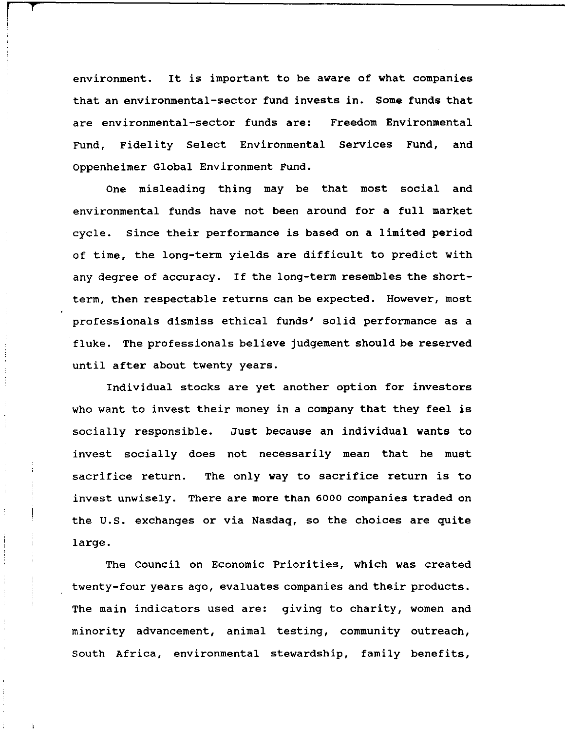environment. It is important to be aware of what companies that an environmental-sector fund invests in. Some funds that are environmental-sector funds are: Freedom Environmental Fund, Fidelity Select Environmental Services Fund, and Oppenheimer Global Environment Fund.

One misleading thing may be that most social and environmental funds have not been around for a full market cycle. Since their performance is based on a limited period of time, the long-term yields are difficult to predict with any degree of accuracy. If the long-term resembles the short-term, then respectable returns can be expected. However, most professionals dismiss ethical funds' solid performance as a fluke. The professionals believe judgement should be reserved until after about twenty years.

Individual stocks are yet another option for investors who want to invest their money in a company that they feel is socially responsible. Just because an individual wants to invest socially does not necessarily mean that he must sacrifice return. The only way to sacrifice return is to invest unwisely. There are more than 6000 companies traded on the U.S. exchanges or via Nasdaq, so the choices are quite large.

The Council on Economic Priorities, which was created twenty-four years ago, evaluates companies and their products. The main indicators used are: giving to charity, women and minority advancement, animal testing, community outreach, South Africa, environmental stewardship, family benefits,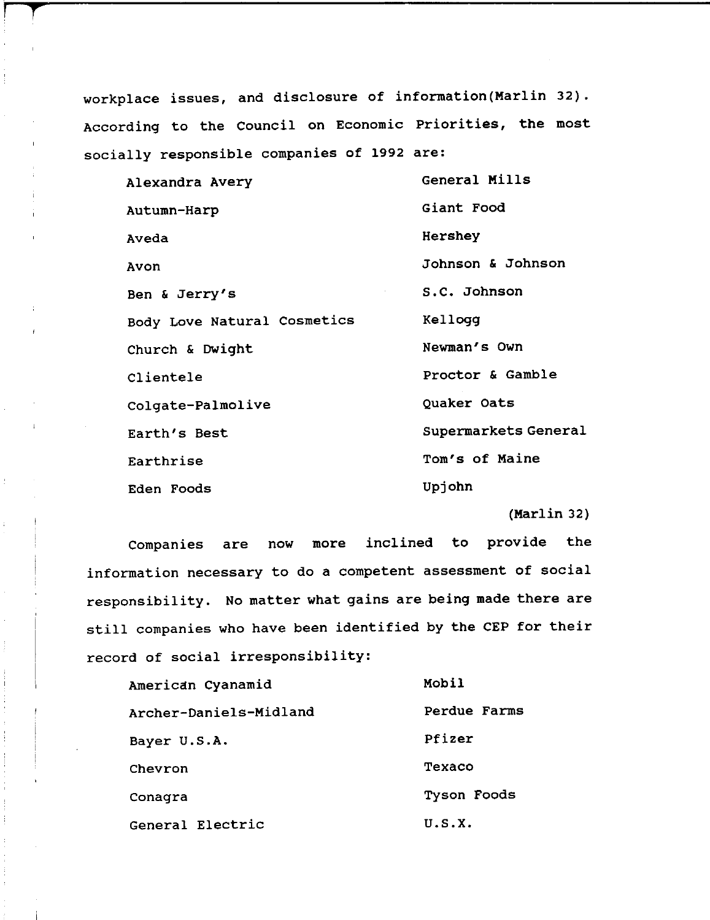workplace issues, and disclosure of information(Marlin 32). According to the Council on Economic Priorities, the most socially responsible companies of 1992 are:

| | |
|---|---|
| Alexandra Avery | General Mills |
| Autumn-Harp | Giant Food |
| Aveda | Hershey |
| Avon | Johnson & Johnson |
| Ben & Jerry's | S.C. Johnson |
| Body Love Natural Cosmetics | Kellogg |
| Church & Dwight | Newman's Own |
| Clientele | Proctor & Gamble |
| Colgate-Palmolive | Quaker Oats |
| Earth's Best | Supermarkets General |
| Earthrise | Tom's of Maine |
| Eden Foods | Upjohn |

(Marlin 32)

Companies are now more inclined to provide the information necessary to do a competent assessment of social responsibility. No matter what gains are being made there are still companies who have been identified by the CEP for their record of social irresponsibility:

| | |
|---|---|
| American Cyanamid | Mobil |
| Archer-Daniels-Midland | Perdue Farms |
| Bayer U.S.A. | Pfizer |
| Chevron | Texaco |
| Conagra | Tyson Foods |
| General Electric | U.S.X. |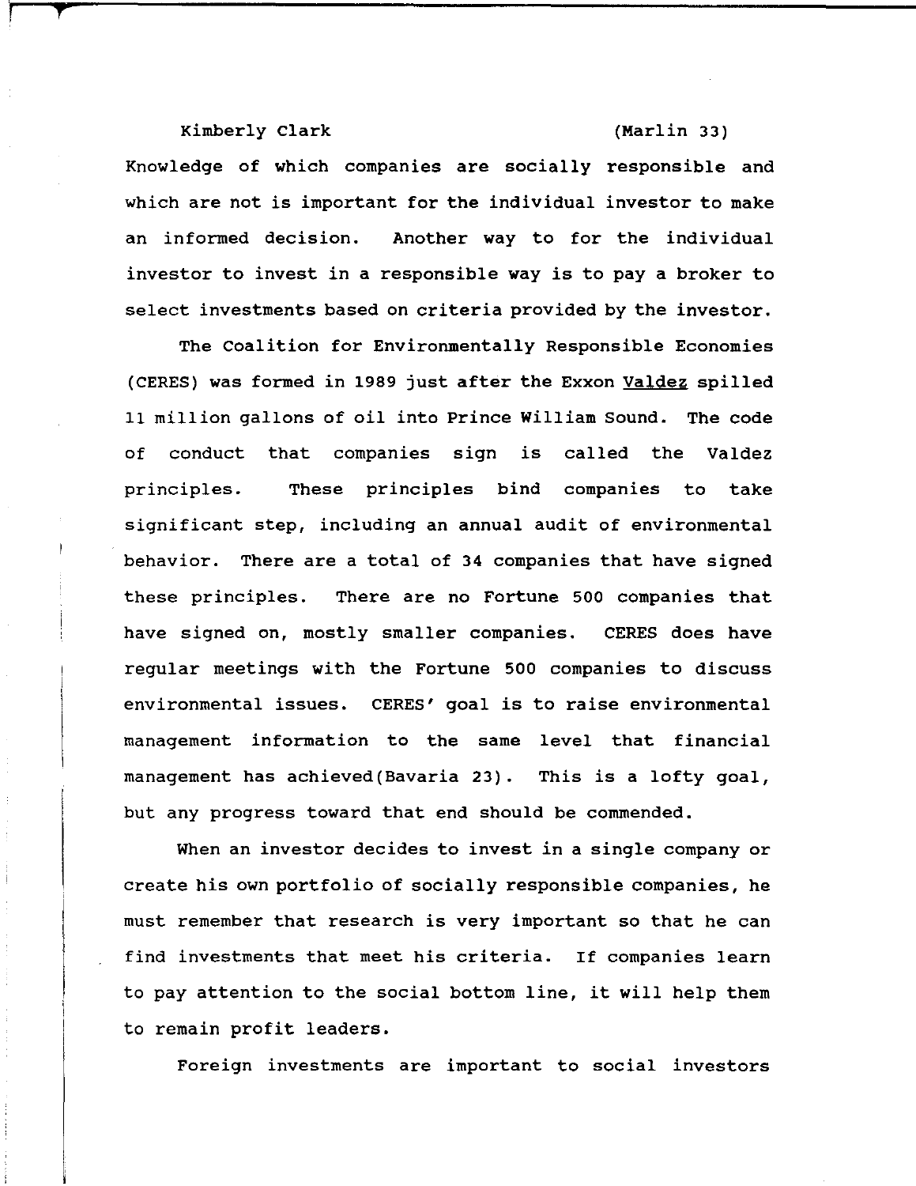Kimberly Clark (Marlin 33) Knowledge of which companies are socially responsible and which are not is important for the individual investor to make an informed decision. Another way to for the individual investor to invest in a responsible way is to pay a broker to select investments based on criteria provided by the investor.

The Coalition for Environmentally Responsible Economies (CERES) was formed in 1989 just after the Exxon Valdez spilled 11 million gallons of oil into Prince William Sound. The code of conduct that companies sign is called the Valdez principles. These principles bind companies to take significant step, including an annual audit of environmental behavior. There are a total of 34 companies that have signed these principles. There are no Fortune 500 companies that have signed on, mostly smaller companies. CERES does have regular meetings with the Fortune 500 companies to discuss environmental issues. CERES' goal is to raise environmental management information to the same level that financial management has achieved(Bavaria 23). This is a lofty goal, but any progress toward that end should be commended.

When an investor decides to invest in a single company or create his own portfolio of socially responsible companies, he must remember that research is very important so that he can find investments that meet his criteria. If companies learn to pay attention to the social bottom line, it will help them to remain profit leaders.

Foreign investments are important to social investors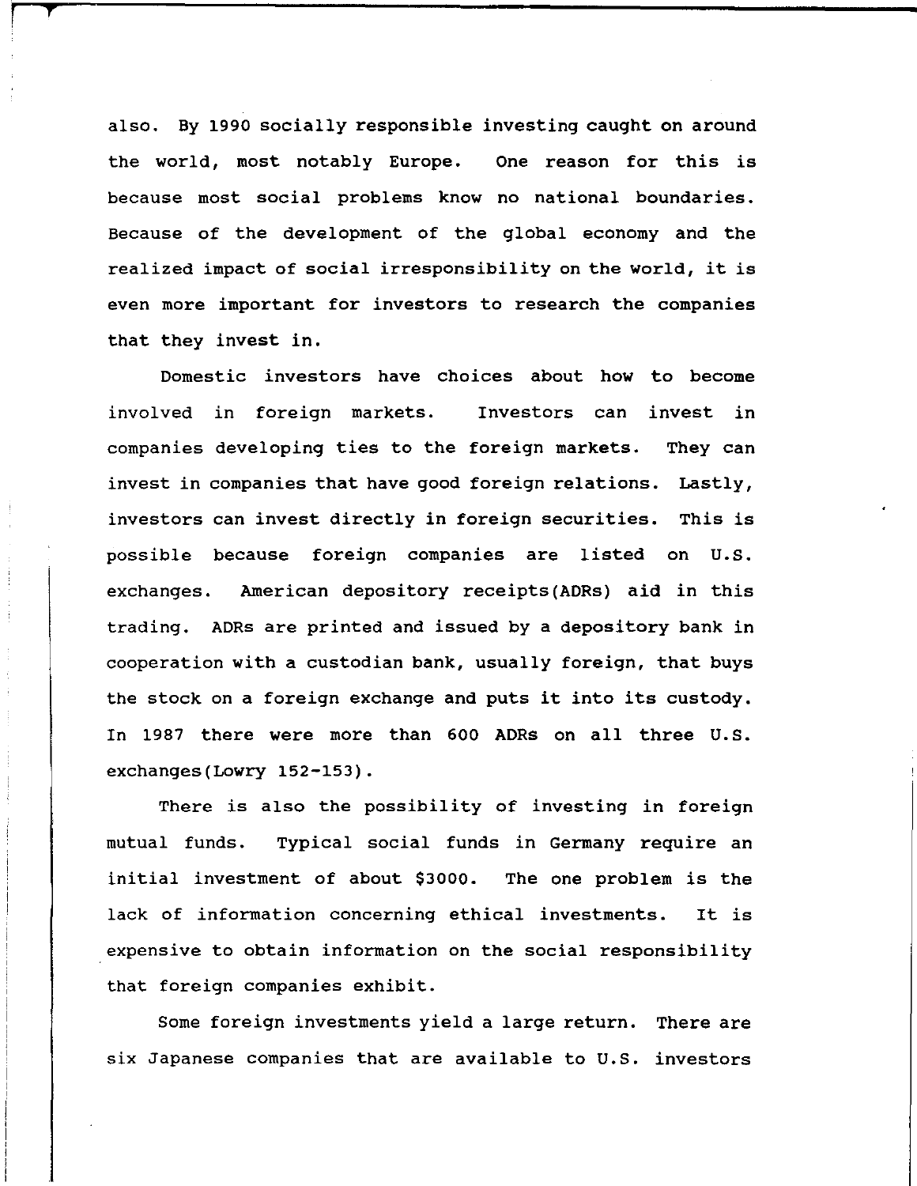also. By 1990 socially responsible investing caught on around the world, most notably Europe. One reason for this is because most social problems know no national boundaries. Because of the development of the global economy and the realized impact of social irresponsibility on the world, it is even more important for investors to research the companies that they invest in.

Domestic investors have choices about how to become involved in foreign markets. Investors can invest in companies developing ties to the foreign markets. They can invest in companies that have good foreign relations. Lastly, investors can invest directly in foreign securities. This is possible because foreign companies are listed on U.S. exchanges. American depository receipts(ADRs) aid in this trading. ADRs are printed and issued by a depository bank in cooperation with a custodian bank, usually foreign, that buys the stock on a foreign exchange and puts it into its custody. In 1987 there were more than 600 ADRs on all three U.S. exchanges(Lowry 152-153).

There is also the possibility of investing in foreign mutual funds. Typical social funds in Germany require an initial investment of about $3000. The one problem is the lack of information concerning ethical investments. It is expensive to obtain information on the social responsibility that foreign companies exhibit.

Some foreign investments yield a large return. There are six Japanese companies that are available to U.S. investors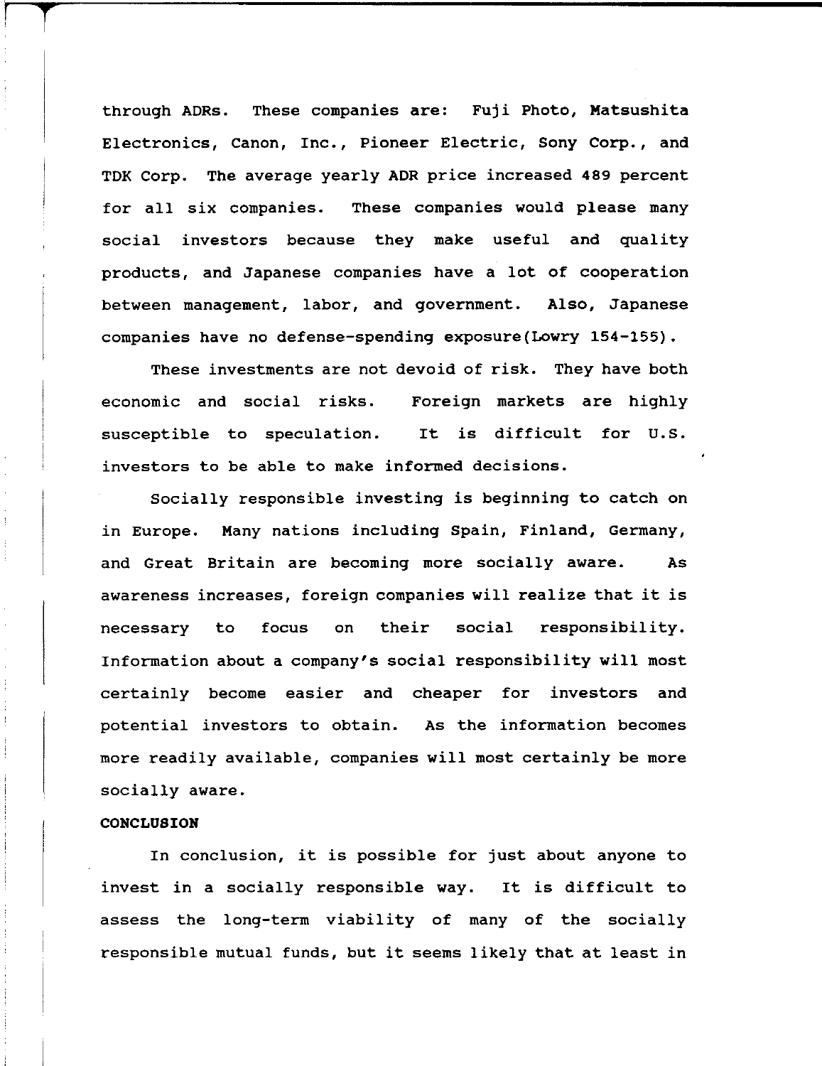through ADRs. These companies are: Fuji Photo, Matsushita Electronics, Canon, Inc., Pioneer Electric, Sony Corp., and TDK Corp. The average yearly ADR price increased 489 percent for all six companies. These companies would please many social investors because they make useful and quality products, and Japanese companies have a lot of cooperation between management, labor, and government. Also, Japanese companies have no defense-spending exposure(Lowry 154-155).

These investments are not devoid of risk. They have both economic and social risks. Foreign markets are highly susceptible to speculation. It is difficult for U.S. investors to be able to make informed decisions.

Socially responsible investing is beginning to catch on in Europe. Many nations including Spain, Finland, Germany, and Great Britain are becoming more socially aware. As awareness increases, foreign companies will realize that it is necessary to focus on their social responsibility. Information about a company's social responsibility will most certainly become easier and cheaper for investors and potential investors to obtain. As the information becomes more readily available, companies will most certainly be more socially aware.

**CONCLUSION**

In conclusion, it is possible for just about anyone to invest in a socially responsible way. It is difficult to assess the long-term viability of many of the socially responsible mutual funds, but it seems likely that at least in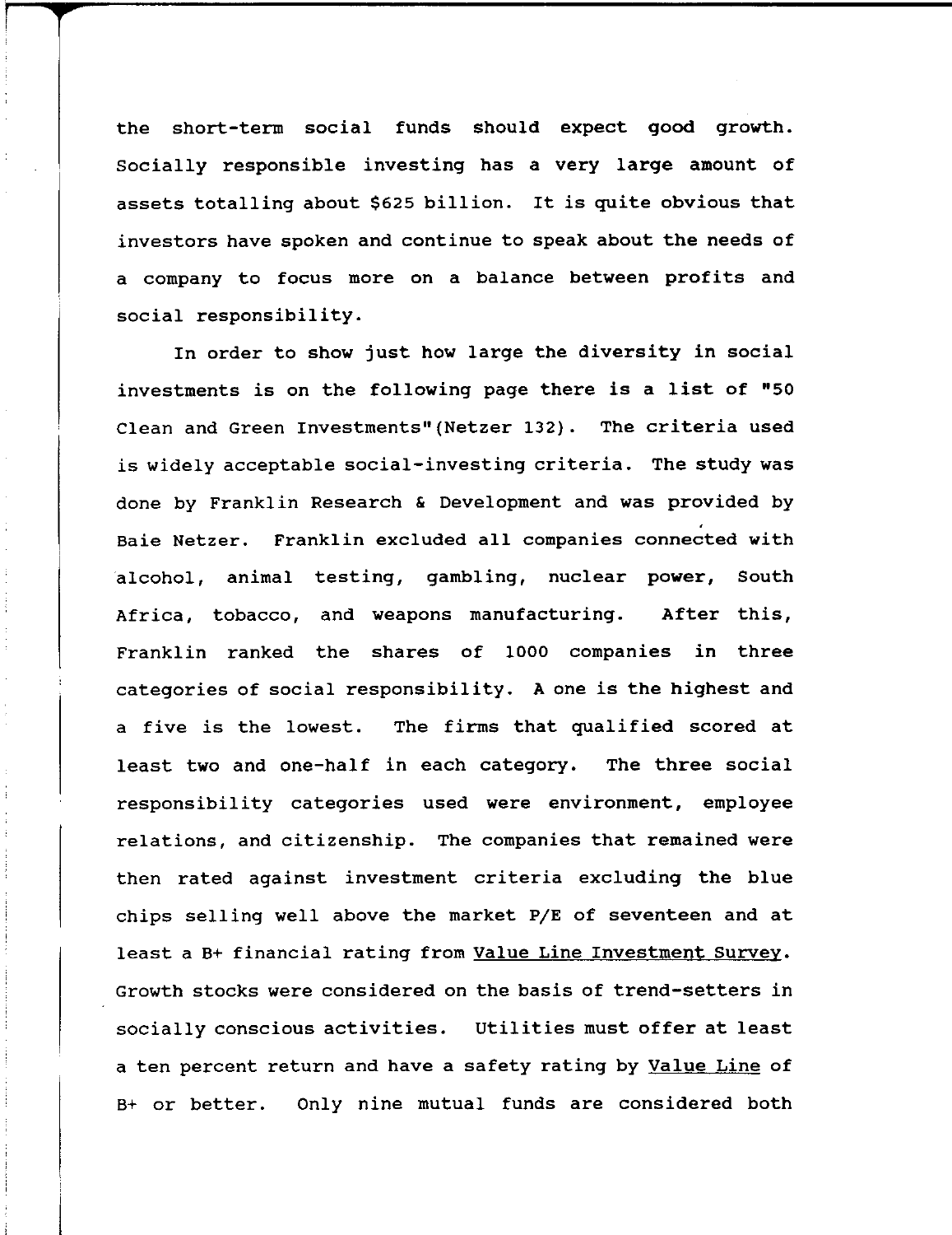the short-term social funds should expect good growth. Socially responsible investing has a very large amount of assets totalling about $625 billion. It is quite obvious that investors have spoken and continue to speak about the needs of a company to focus more on a balance between profits and social responsibility.

In order to show just how large the diversity in social investments is on the following page there is a list of "50 Clean and Green Investments"(Netzer 132). The criteria used is widely acceptable social-investing criteria. The study was done by Franklin Research & Development and was provided by Baie Netzer. Franklin excluded all companies connected with alcohol, animal testing, gambling, nuclear power, South Africa, tobacco, and weapons manufacturing. After this, Franklin ranked the shares of 1000 companies in three categories of social responsibility. A one is the highest and a five is the lowest. The firms that qualified scored at least two and one-half in each category. The three social responsibility categories used were environment, employee relations, and citizenship. The companies that remained were then rated against investment criteria excluding the blue chips selling well above the market P/E of seventeen and at least a B+ financial rating from Value Line Investment Survey. Growth stocks were considered on the basis of trend-setters in socially conscious activities. Utilities must offer at least a ten percent return and have a safety rating by Value Line of B+ or better. Only nine mutual funds are considered both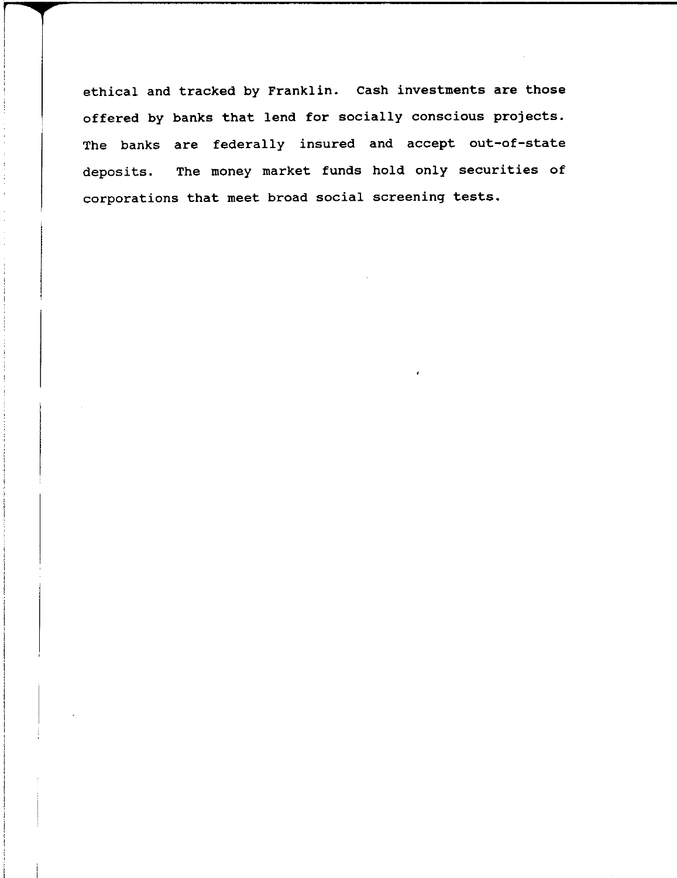ethical and tracked by Franklin. Cash investments are those offered by banks that lend for socially conscious projects. The banks are federally insured and accept out-of-state deposits. The money market funds hold only securities of corporations that meet broad social screening tests.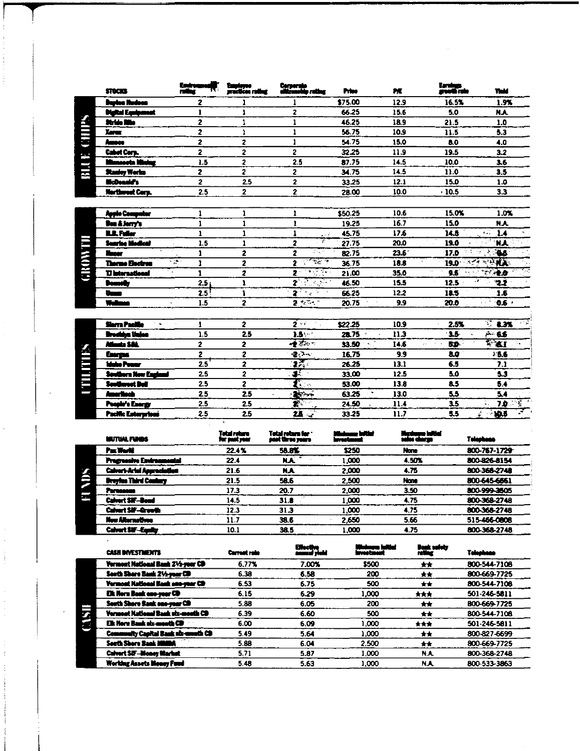| | STOCKS | Environmental rating | Employee practices rating | Corporate citizenship rating | Price | P/E | Earnings growth rate | Yield |
|---|---|---|---|---|---|---|---|---|
| BLUE CHIPS | Dayton Hudson | 2 | 1 | 1 | $75.00 | 12.9 | 16.5% | 1.9% |
| | Digital Equipment | 1 | 1 | 2 | 66.25 | 15.6 | 5.0 | N.A. |
| | Stride Rite | 2 | 1 | 1 | 46.25 | 18.9 | 21.5 | 1.0 |
| | Xerox | 2 | 1 | 1 | 56.75 | 10.9 | 11.5 | 5.3 |
| | Amoco | 2 | 2 | 1 | 54.75 | 15.0 | 8.0 | 4.0 |
| | Cabot Corp. | 2 | 2 | 2 | 32.25 | 11.9 | 19.5 | 3.2 |
| | Minnesota Mining | 1.5 | 2 | 2.5 | 87.75 | 14.5 | 10.0 | 3.6 |
| | Stanley Works | 2 | 2 | 2 | 34.75 | 14.5 | 11.0 | 3.5 |
| | McDonald's | 2 | 2.5 | 2 | 33.25 | 12.1 | 15.0 | 1.0 |
| | Northwest Corp. | 2.5 | 2 | 2 | 28.00 | 10.0 | 10.5 | 3.3 |
| GROWTH | Apple Computer | 1 | 1 | 1 | $50.25 | 10.6 | 15.0% | 1.0% |
| | Ben & Jerry's | 1 | 1 | 1 | 19.25 | 16.7 | 15.0 | N.A. |
| | H.B. Fuller | 1 | 1 | 1 | 45.75 | 17.6 | 14.5 | 1.4 |
| | Sunrise Medical | 1.5 | 1 | 2 | 27.75 | 20.0 | 19.0 | N.A. |
| | Nucor | 1 | 2 | 2 | 82.75 | 23.6 | 17.0 | 0.5 |
| | Thermo Electron | 1 | 2 | 2 | 36.75 | 18.8 | 19.0 | N.A. |
| | TJ International | 1 | 2 | 2 | 21.00 | 35.0 | 9.5 | 2.0 |
| | Donnelly | 2.5 | 1 | 2 | 46.50 | 15.5 | 12.5 | 2.2 |
| | Unum | 2.5 | 1 | 2 | 66.25 | 12.2 | 18.5 | 1.6 |
| | Wellman | 1.5 | 2 | 2 | 20.75 | 9.9 | 20.0 | 0.6 |
| UTILITIES | Sierra Pacific | 1 | 2 | 2 | $22.25 | 10.9 | 2.5% | 8.3% |
| | Brooklyn Union | 1.5 | 2.5 | 1.5 | 28.75 | 11.3 | 3.5 | 6.6 |
| | Atlanta S&L | 2 | 2 | 2 | 33.50 | 14.6 | 5.0 | 6.1 |
| | Energen | 2 | 2 | 2 | 16.75 | 9.9 | 8.0 | 6.6 |
| | Idaho Power | 2.5 | 2 | 2 | 26.25 | 13.1 | 6.5 | 7.1 |
| | Southern New England | 2.5 | 2 | 3 | 33.00 | 12.5 | 5.0 | 5.3 |
| | Southwest Bell | 2.5 | 2 | 2 | 53.00 | 13.8 | 8.5 | 5.4 |
| | Ameritech | 2.5 | 2.5 | 2.5 | 63.25 | 13.0 | 5.5 | 5.4 |
| | People's Energy | 2.5 | 2.5 | 2 | 24.50 | 11.4 | 3.5 | 7.0 |
| | Pacific Enterprises | 2.5 | 2.5 | 2.5 | 33.25 | 11.7 | 5.5 | 10.5 |

| | MUTUAL FUNDS | Total return for past year | Total return for past three years | Minimum initial investment | Maximum initial sales charge | Telephone |
|---|---|---|---|---|---|---|
| FUNDS | Pax World | 22.4% | 58.8% | $250 | None | 800-767-1729 |
| | Progressive Environmental | 22.4 | N.A. | 1,000 | 4.50% | 800-826-8154 |
| | Calvert-Ariel Appreciation | 21.6 | N.A. | 2,000 | 4.75 | 800-368-2748 |
| | Dreyfus Third Century | 21.5 | 58.6 | 2,500 | None | 800-645-6561 |
| | Parnassus | 17.3 | 20.7 | 2,000 | 3.50 | 800-999-3505 |
| | Calvert SIF–Bond | 14.5 | 31.8 | 1,000 | 4.75 | 800-368-2748 |
| | Calvert SIF–Growth | 12.3 | 31.3 | 1,000 | 4.75 | 800-368-2748 |
| | New Alternatives | 11.7 | 38.6 | 2,650 | 5.66 | 515-466-0808 |
| | Calvert SIF–Equity | 10.1 | 38.5 | 1,000 | 4.75 | 800-368-2748 |

| | CASH INVESTMENTS | Current rate | Effective annual yield | Minimum initial investment | Bank safety rating | Telephone |
|---|---|---|---|---|---|---|
| CASH | Vermont National Bank 2½-year CD | 6.77% | 7.00% | $500 | ★★ | 800-544-7108 |
| | South Shore Bank 2½-year CD | 6.38 | 6.58 | 200 | ★★ | 800-669-7725 |
| | Vermont National Bank one-year CD | 6.53 | 6.75 | 500 | ★★ | 800-544-7108 |
| | Elk Horn Bank one-year CD | 6.15 | 6.29 | 1,000 | ★★★ | 501-246-5811 |
| | South Shore Bank one-year CD | 5.88 | 6.05 | 200 | ★★ | 800-669-7725 |
| | Vermont National Bank six-month CD | 6.39 | 6.60 | 500 | ★★ | 800-544-7108 |
| | Elk Horn Bank six-month CD | 6.00 | 6.09 | 1,000 | ★★★ | 501-246-5811 |
| | Community Capital Bank six-month CD | 5.49 | 5.64 | 1,000 | ★★ | 800-827-6699 |
| | South Shore Bank MMDA | 5.88 | 6.04 | 2,500 | ★★ | 800-669-7725 |
| | Calvert SIF–Money Market | 5.71 | 5.87 | 1,000 | N.A. | 800-368-2748 |
| | Working Assets Money Fund | 5.48 | 5.63 | 1,000 | N.A. | 800-533-3863 |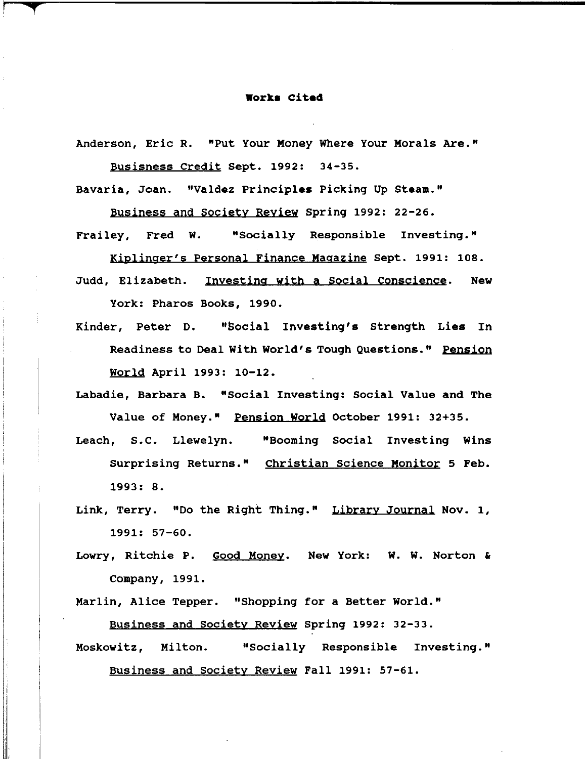# Works Cited

Anderson, Eric R. "Put Your Money Where Your Morals Are." Busisness Credit Sept. 1992: 34-35.

Bavaria, Joan. "Valdez Principles Picking Up Steam." Business and Society Review Spring 1992: 22-26.

Frailey, Fred W. "Socially Responsible Investing." Kiplinger's Personal Finance Magazine Sept. 1991: 108.

Judd, Elizabeth. Investing with a Social Conscience. New York: Pharos Books, 1990.

Kinder, Peter D. "Social Investing's Strength Lies In Readiness to Deal With World's Tough Questions." Pension World April 1993: 10-12.

Labadie, Barbara B. "Social Investing: Social Value and The Value of Money." Pension World October 1991: 32+35.

Leach, S.C. Llewelyn. "Booming Social Investing Wins Surprising Returns." Christian Science Monitor 5 Feb. 1993: 8.

Link, Terry. "Do the Right Thing." Library Journal Nov. 1, 1991: 57-60.

Lowry, Ritchie P. Good Money. New York: W. W. Norton & Company, 1991.

Marlin, Alice Tepper. "Shopping for a Better World." Business and Society Review Spring 1992: 32-33.

Moskowitz, Milton. "Socially Responsible Investing." Business and Society Review Fall 1991: 57-61.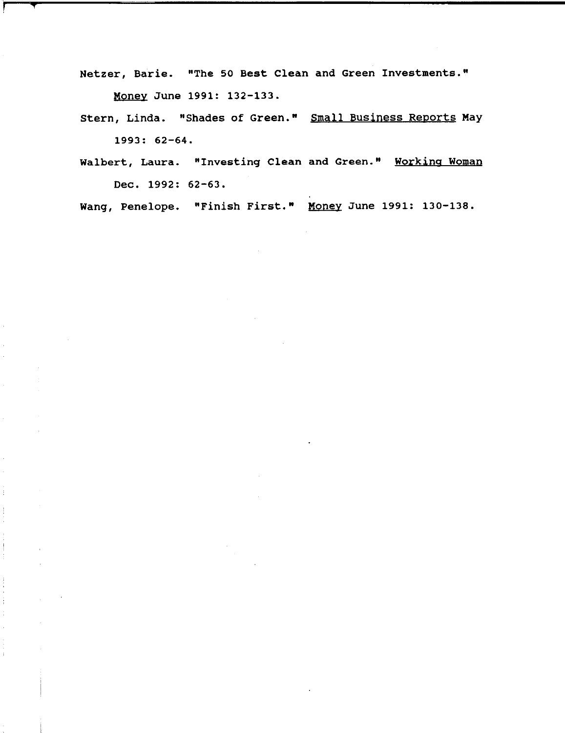Netzer, Barie. "The 50 Best Clean and Green Investments." Money June 1991: 132-133.

Stern, Linda. "Shades of Green." Small Business Reports May 1993: 62-64.

Walbert, Laura. "Investing Clean and Green." Working Woman Dec. 1992: 62-63.

Wang, Penelope. "Finish First." Money June 1991: 130-138.